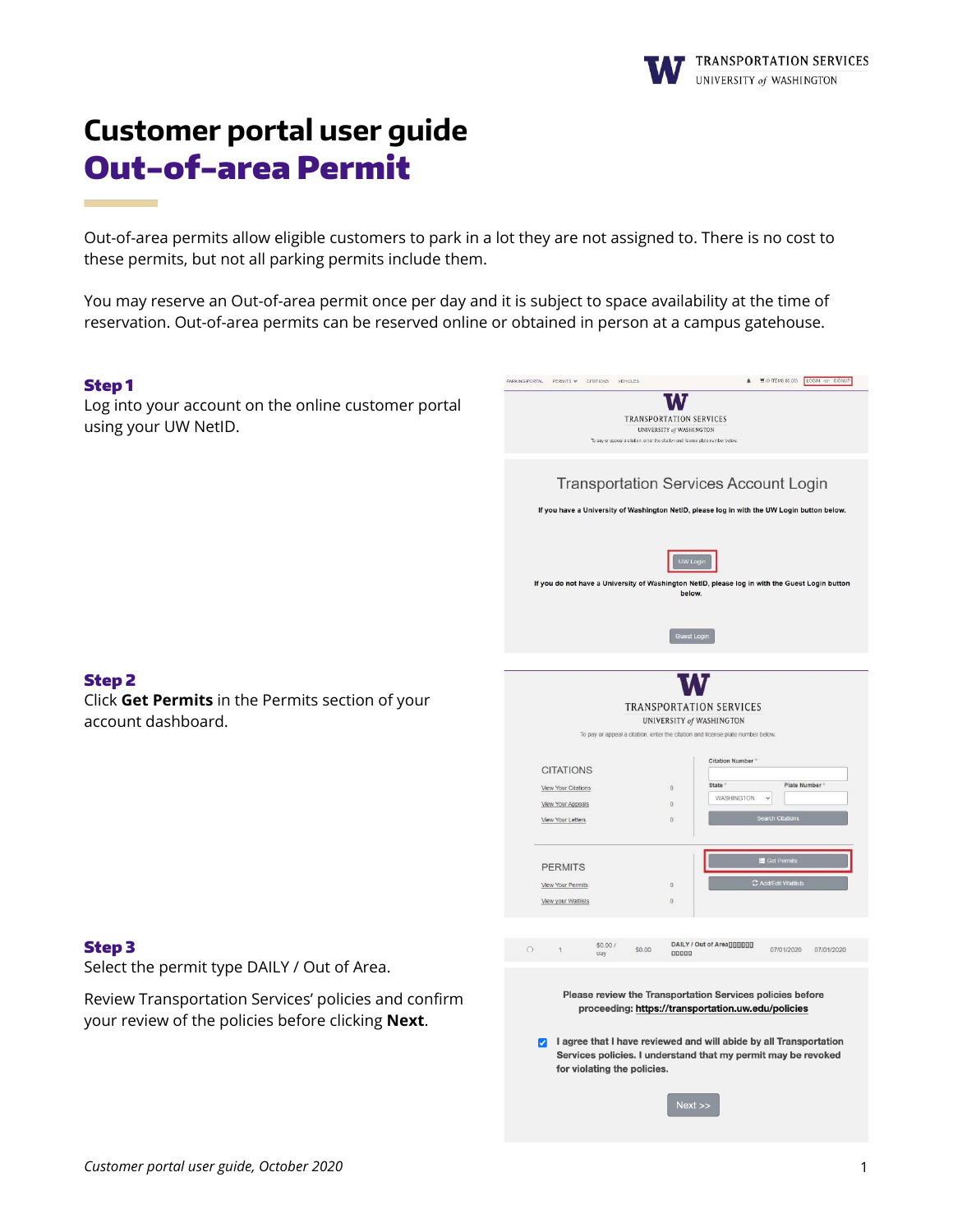# Customer portal user guide
## Out-of-area Permit

Out-of-area permits allow eligible customers to park in a lot they are not assigned to. There is no cost to these permits, but not all parking permits include them.

You may reserve an Out-of-area permit once per day and it is subject to space availability at the time of reservation. Out-of-area permits can be reserved online or obtained in person at a campus gatehouse.

### Step 1

Log into your account on the online customer portal using your UW NetID.

### Step 2

Click **Get Permits** in the Permits section of your account dashboard.

### Step 3

Select the permit type DAILY / Out of Area.

Review Transportation Services' policies and confirm your review of the policies before clicking **Next**.

*Customer portal user guide, October 2020*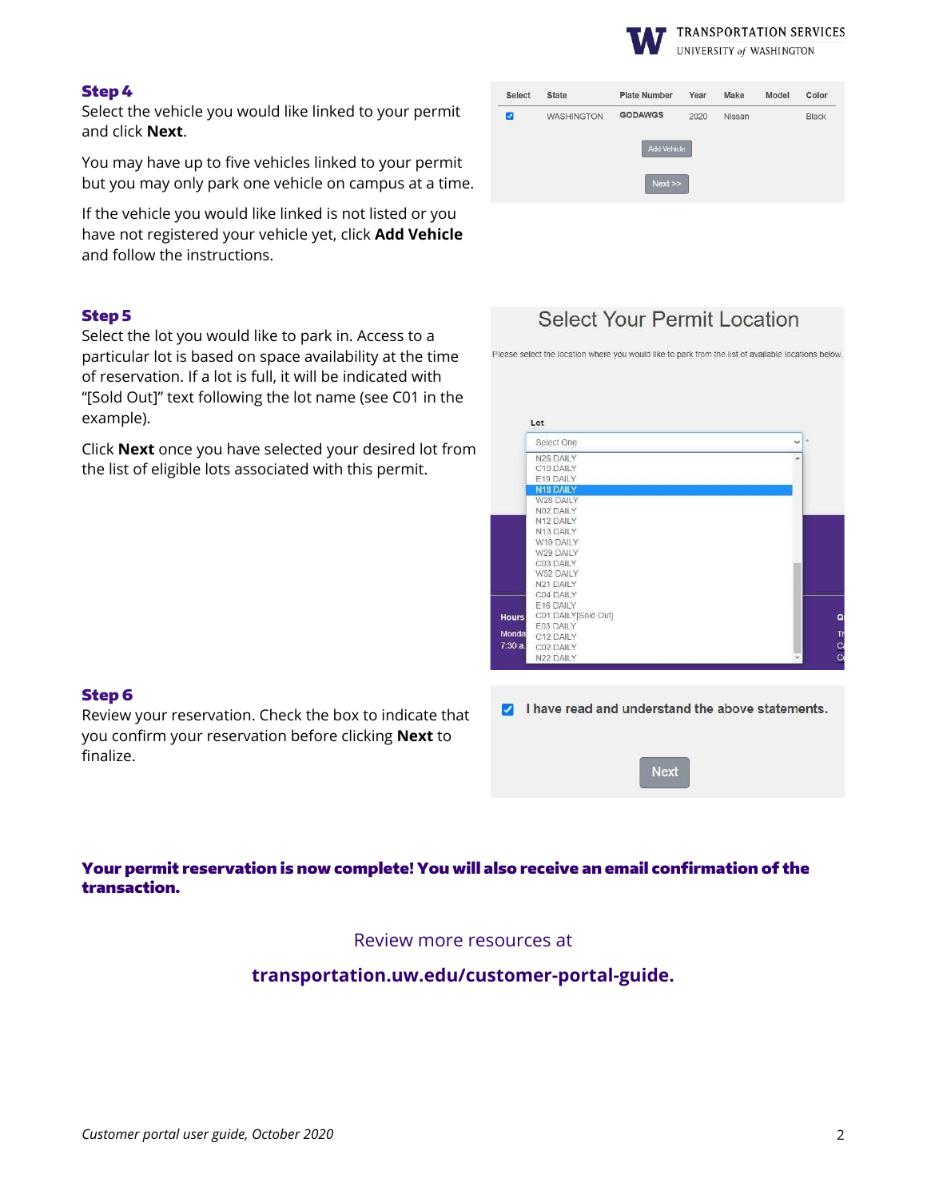### Step 4

Select the vehicle you would like linked to your permit and click **Next**.

You may have up to five vehicles linked to your permit but you may only park one vehicle on campus at a time.

If the vehicle you would like linked is not listed or you have not registered your vehicle yet, click **Add Vehicle** and follow the instructions.

| Select | State | Plate Number | Year | Make | Model | Color |
|---|---|---|---|---|---|---|
| ☑ | WASHINGTON | GODAWGS | 2020 | Nissan | | Black |

Add Vehicle

Next >>

### Step 5

Select the lot you would like to park in. Access to a particular lot is based on space availability at the time of reservation. If a lot is full, it will be indicated with "[Sold Out]" text following the lot name (see C01 in the example).

Click **Next** once you have selected your desired lot from the list of eligible lots associated with this permit.

Select Your Permit Location

Please select the location where you would like to park from the list of available locations below.

Lot

Select One

N26 DAILY
C10 DAILY
E19 DAILY
N18 DAILY
W28 DAILY
N02 DAILY
N12 DAILY
N13 DAILY
W10 DAILY
W29 DAILY
C03 DAILY
W52 DAILY
N21 DAILY
C04 DAILY
E16 DAILY
C01 DAILY[Sold Out]
E03 DAILY
C12 DAILY
C02 DAILY
N22 DAILY

### Step 6

Review your reservation. Check the box to indicate that you confirm your reservation before clicking **Next** to finalize.

☑ I have read and understand the above statements.

Next

**Your permit reservation is now complete! You will also receive an email confirmation of the transaction.**

Review more resources at

**transportation.uw.edu/customer-portal-guide.**